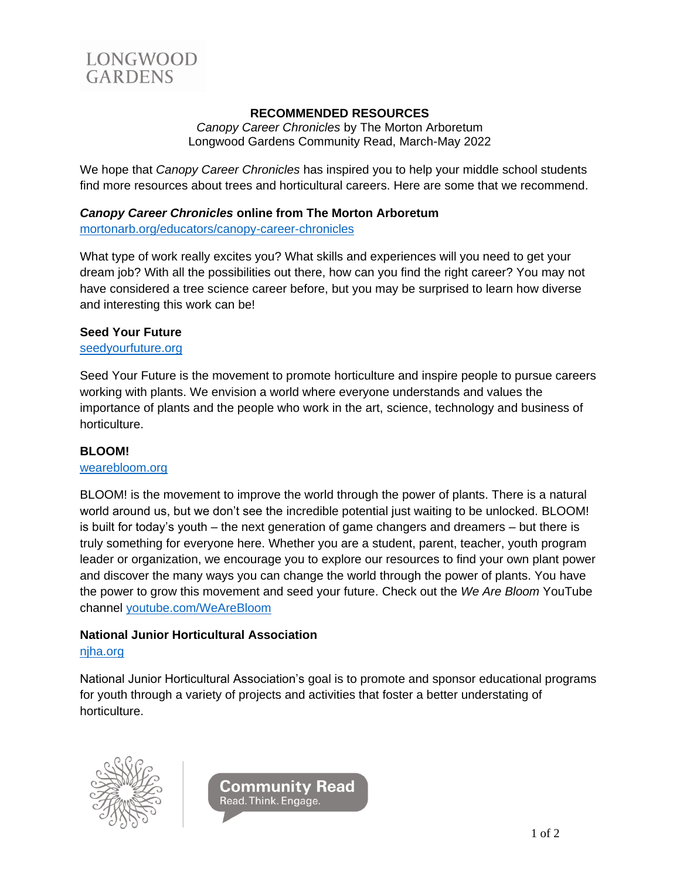LONGWOOD
GARDENS

# RECOMMENDED RESOURCES

*Canopy Career Chronicles* by The Morton Arboretum
Longwood Gardens Community Read, March-May 2022

We hope that *Canopy Career Chronicles* has inspired you to help your middle school students find more resources about trees and horticultural careers. Here are some that we recommend.

### *Canopy Career Chronicles* online from The Morton Arboretum

mortonarb.org/educators/canopy-career-chronicles

What type of work really excites you? What skills and experiences will you need to get your dream job? With all the possibilities out there, how can you find the right career? You may not have considered a tree science career before, but you may be surprised to learn how diverse and interesting this work can be!

### Seed Your Future

seedyourfuture.org

Seed Your Future is the movement to promote horticulture and inspire people to pursue careers working with plants. We envision a world where everyone understands and values the importance of plants and the people who work in the art, science, technology and business of horticulture.

### BLOOM!

wearebloom.org

BLOOM! is the movement to improve the world through the power of plants. There is a natural world around us, but we don't see the incredible potential just waiting to be unlocked. BLOOM! is built for today's youth – the next generation of game changers and dreamers – but there is truly something for everyone here. Whether you are a student, parent, teacher, youth program leader or organization, we encourage you to explore our resources to find your own plant power and discover the many ways you can change the world through the power of plants. You have the power to grow this movement and seed your future. Check out the *We Are Bloom* YouTube channel youtube.com/WeAreBloom

### National Junior Horticultural Association

njha.org

National Junior Horticultural Association's goal is to promote and sponsor educational programs for youth through a variety of projects and activities that foster a better understating of horticulture.

Community Read
Read. Think. Engage.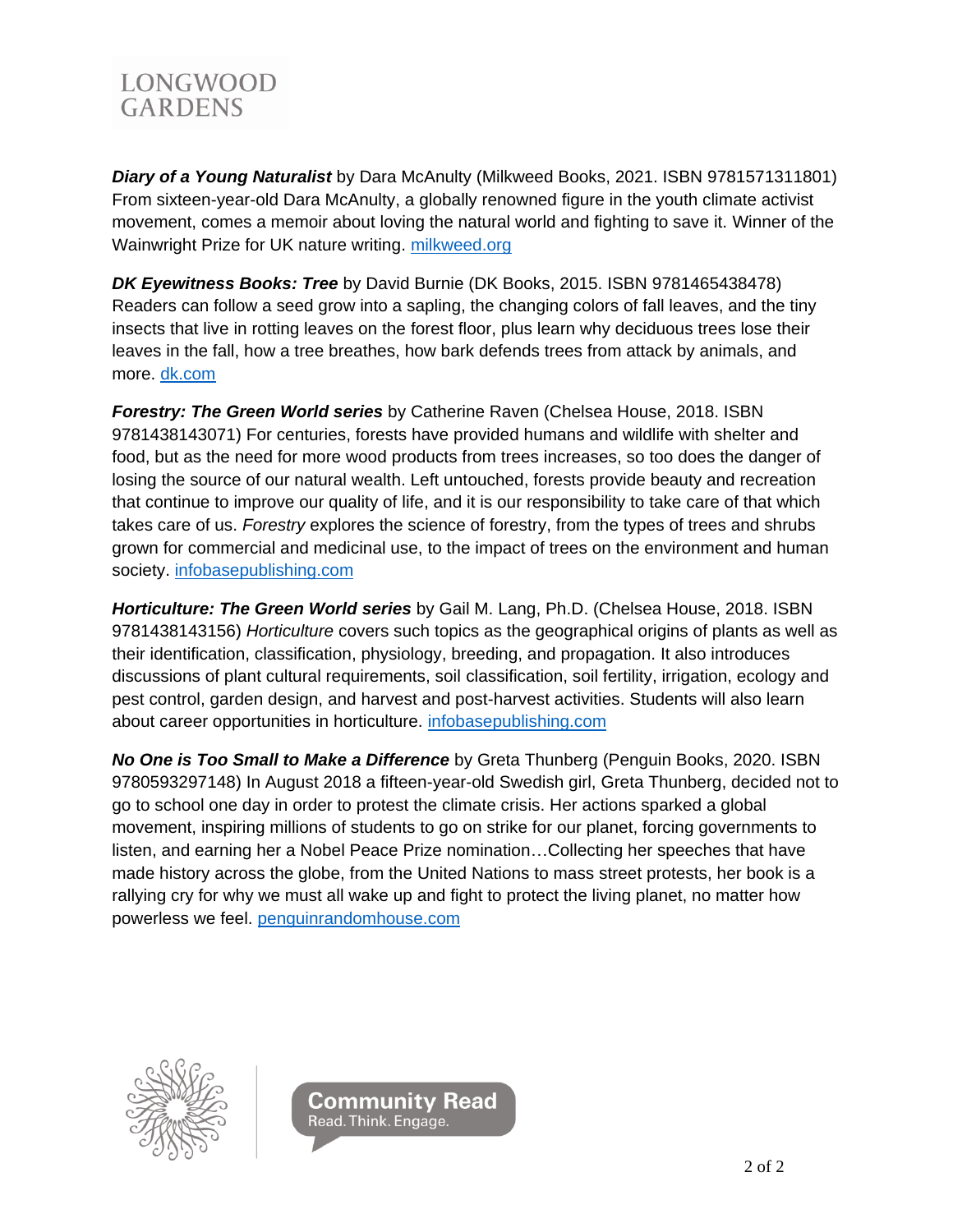***Diary of a Young Naturalist*** by Dara McAnulty (Milkweed Books, 2021. ISBN 9781571311801) From sixteen-year-old Dara McAnulty, a globally renowned figure in the youth climate activist movement, comes a memoir about loving the natural world and fighting to save it. Winner of the Wainwright Prize for UK nature writing. milkweed.org

***DK Eyewitness Books: Tree*** by David Burnie (DK Books, 2015. ISBN 9781465438478) Readers can follow a seed grow into a sapling, the changing colors of fall leaves, and the tiny insects that live in rotting leaves on the forest floor, plus learn why deciduous trees lose their leaves in the fall, how a tree breathes, how bark defends trees from attack by animals, and more. dk.com

***Forestry: The Green World series*** by Catherine Raven (Chelsea House, 2018. ISBN 9781438143071) For centuries, forests have provided humans and wildlife with shelter and food, but as the need for more wood products from trees increases, so too does the danger of losing the source of our natural wealth. Left untouched, forests provide beauty and recreation that continue to improve our quality of life, and it is our responsibility to take care of that which takes care of us. *Forestry* explores the science of forestry, from the types of trees and shrubs grown for commercial and medicinal use, to the impact of trees on the environment and human society. infobasepublishing.com

***Horticulture: The Green World series*** by Gail M. Lang, Ph.D. (Chelsea House, 2018. ISBN 9781438143156) *Horticulture* covers such topics as the geographical origins of plants as well as their identification, classification, physiology, breeding, and propagation. It also introduces discussions of plant cultural requirements, soil classification, soil fertility, irrigation, ecology and pest control, garden design, and harvest and post-harvest activities. Students will also learn about career opportunities in horticulture. infobasepublishing.com

***No One is Too Small to Make a Difference*** by Greta Thunberg (Penguin Books, 2020. ISBN 9780593297148) In August 2018 a fifteen-year-old Swedish girl, Greta Thunberg, decided not to go to school one day in order to protest the climate crisis. Her actions sparked a global movement, inspiring millions of students to go on strike for our planet, forcing governments to listen, and earning her a Nobel Peace Prize nomination…Collecting her speeches that have made history across the globe, from the United Nations to mass street protests, her book is a rallying cry for why we must all wake up and fight to protect the living planet, no matter how powerless we feel. penguinrandomhouse.com